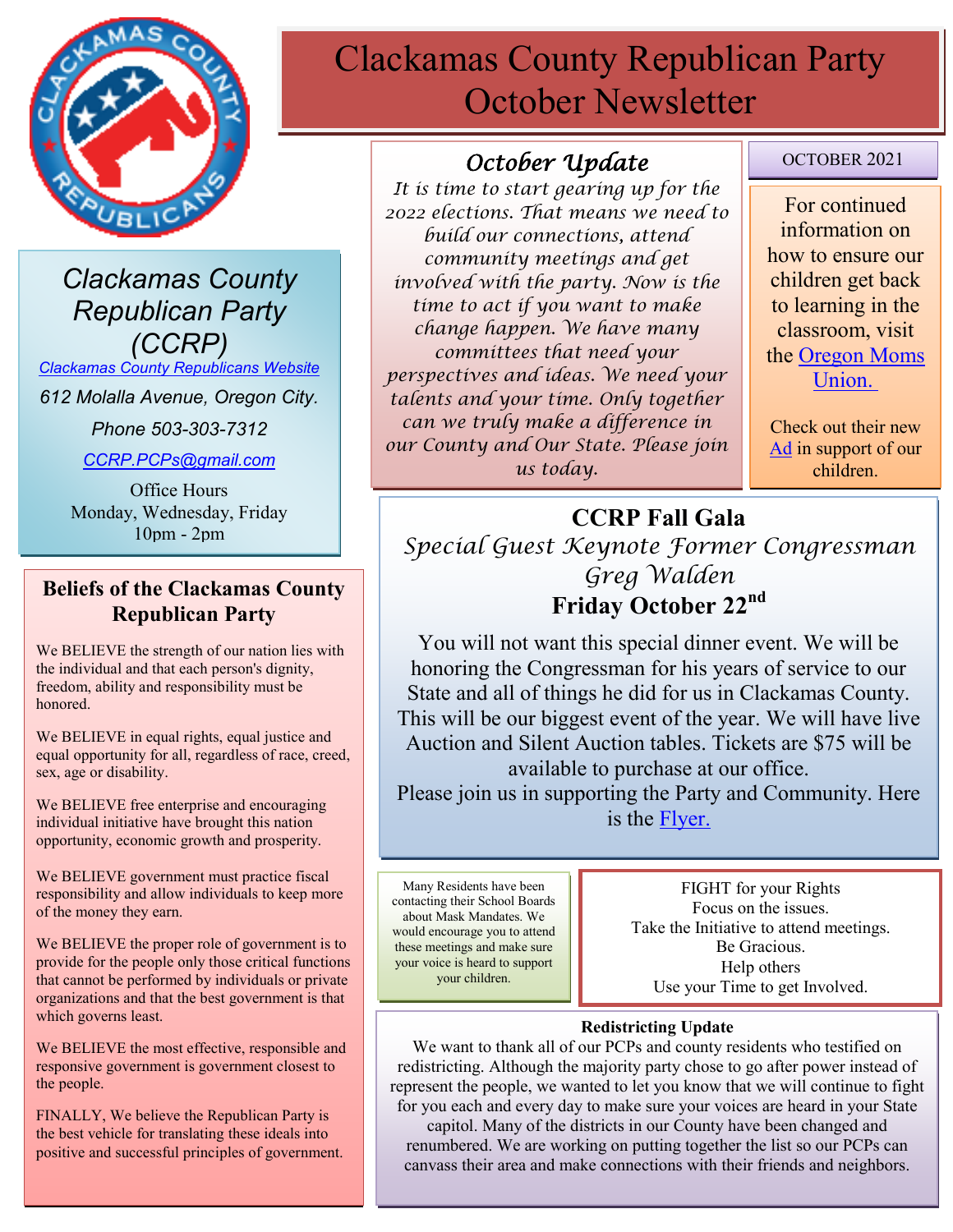# Clackamas County Republican Party October Newsletter

OCTOBER 2021

## Clackamas County Republican Party (CCRP)

[Clackamas County Republicans Website]

612 Molalla Avenue, Oregon City.

Phone 503-303-7312

CCRP.PCPs@gmail.com

Office Hours
Monday, Wednesday, Friday
10pm - 2pm

## October Update

*It is time to start gearing up for the 2022 elections. That means we need to build our connections, attend community meetings and get involved with the party. Now is the time to act if you want to make change happen. We have many committees that need your perspectives and ideas. We need your talents and your time. Only together can we truly make a difference in our County and Our State. Please join us today.*

For continued information on how to ensure our children get back to learning in the classroom, visit the [Oregon Moms Union.]

Check out their new [Ad] in support of our children.

## Beliefs of the Clackamas County Republican Party

We BELIEVE the strength of our nation lies with the individual and that each person's dignity, freedom, ability and responsibility must be honored.

We BELIEVE in equal rights, equal justice and equal opportunity for all, regardless of race, creed, sex, age or disability.

We BELIEVE free enterprise and encouraging individual initiative have brought this nation opportunity, economic growth and prosperity.

We BELIEVE government must practice fiscal responsibility and allow individuals to keep more of the money they earn.

We BELIEVE the proper role of government is to provide for the people only those critical functions that cannot be performed by individuals or private organizations and that the best government is that which governs least.

We BELIEVE the most effective, responsible and responsive government is government closest to the people.

FINALLY, We believe the Republican Party is the best vehicle for translating these ideals into positive and successful principles of government.

## CCRP Fall Gala

*Special Guest Keynote Former Congressman Greg Walden*

**Friday October 22nd**

You will not want this special dinner event. We will be honoring the Congressman for his years of service to our State and all of things he did for us in Clackamas County. This will be our biggest event of the year. We will have live Auction and Silent Auction tables. Tickets are $75 will be available to purchase at our office.

Please join us in supporting the Party and Community. Here is the [Flyer.]

Many Residents have been contacting their School Boards about Mask Mandates. We would encourage you to attend these meetings and make sure your voice is heard to support your children.

FIGHT for your Rights
Focus on the issues.
Take the Initiative to attend meetings.
Be Gracious.
Help others
Use your Time to get Involved.

**Redistricting Update**

We want to thank all of our PCPs and county residents who testified on redistricting. Although the majority party chose to go after power instead of represent the people, we wanted to let you know that we will continue to fight for you each and every day to make sure your voices are heard in your State capitol. Many of the districts in our County have been changed and renumbered. We are working on putting together the list so our PCPs can canvass their area and make connections with their friends and neighbors.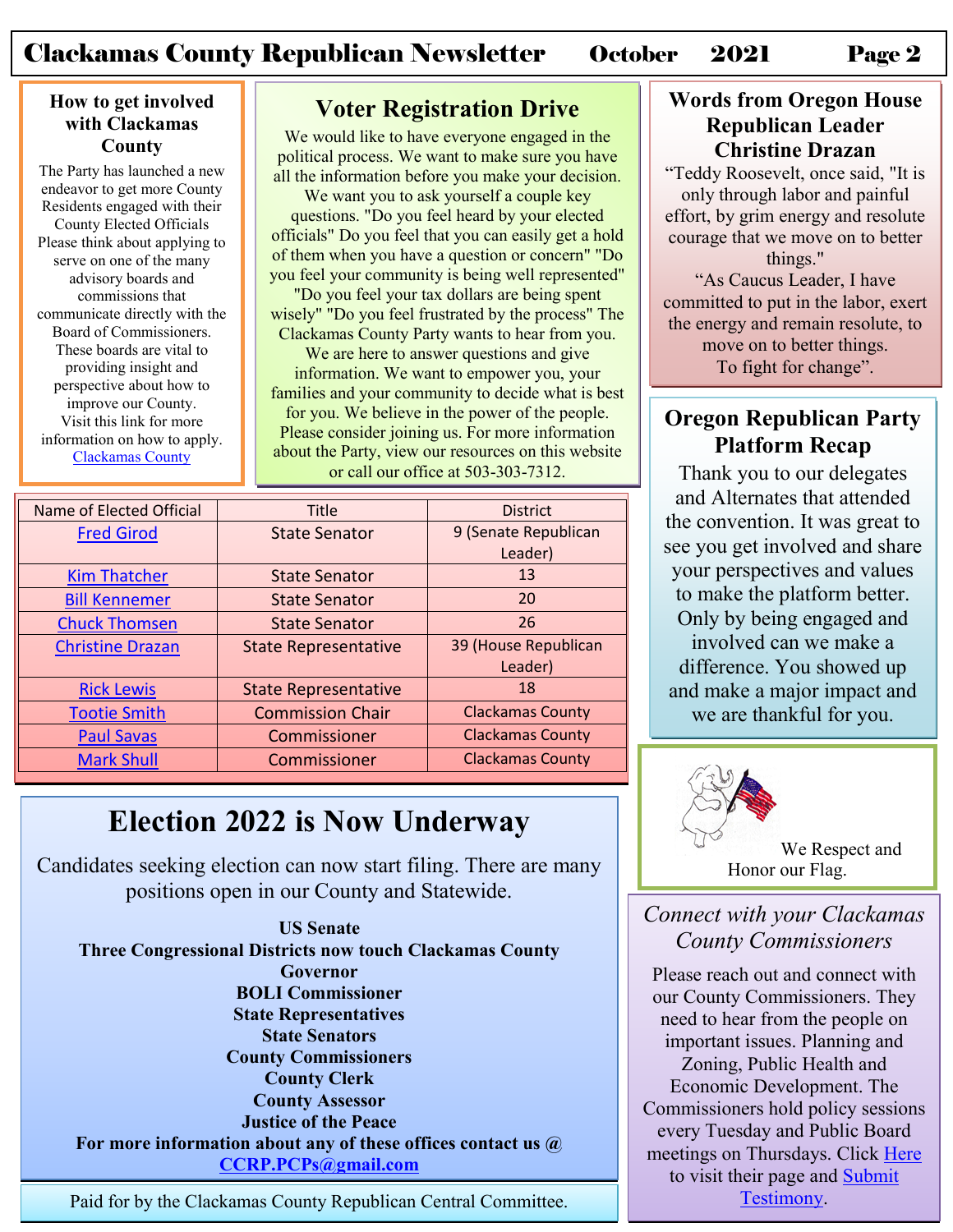## How to get involved with Clackamas County

The Party has launched a new endeavor to get more County Residents engaged with their County Elected Officials Please think about applying to serve on one of the many advisory boards and commissions that communicate directly with the Board of Commissioners. These boards are vital to providing insight and perspective about how to improve our County. Visit this link for more information on how to apply. Clackamas County

## Voter Registration Drive

We would like to have everyone engaged in the political process. We want to make sure you have all the information before you make your decision. We want you to ask yourself a couple key questions. "Do you feel heard by your elected officials" Do you feel that you can easily get a hold of them when you have a question or concern" "Do you feel your community is being well represented" "Do you feel your tax dollars are being spent wisely" "Do you feel frustrated by the process" The Clackamas County Party wants to hear from you. We are here to answer questions and give information. We want to empower you, your families and your community to decide what is best for you. We believe in the power of the people. Please consider joining us. For more information about the Party, view our resources on this website or call our office at 503-303-7312.

## Words from Oregon House Republican Leader Christine Drazan

"Teddy Roosevelt, once said, "It is only through labor and painful effort, by grim energy and resolute courage that we move on to better things."

"As Caucus Leader, I have committed to put in the labor, exert the energy and remain resolute, to move on to better things. To fight for change".

| Name of Elected Official | Title | District |
|---|---|---|
| Fred Girod | State Senator | 9 (Senate Republican Leader) |
| Kim Thatcher | State Senator | 13 |
| Bill Kennemer | State Senator | 20 |
| Chuck Thomsen | State Senator | 26 |
| Christine Drazan | State Representative | 39 (House Republican Leader) |
| Rick Lewis | State Representative | 18 |
| Tootie Smith | Commission Chair | Clackamas County |
| Paul Savas | Commissioner | Clackamas County |
| Mark Shull | Commissioner | Clackamas County |

## Oregon Republican Party Platform Recap

Thank you to our delegates and Alternates that attended the convention. It was great to see you get involved and share your perspectives and values to make the platform better. Only by being engaged and involved can we make a difference. You showed up and make a major impact and we are thankful for you.

We Respect and Honor our Flag.

# Election 2022 is Now Underway

Candidates seeking election can now start filing. There are many positions open in our County and Statewide.

**US Senate**
**Three Congressional Districts now touch Clackamas County**
**Governor**
**BOLI Commissioner**
**State Representatives**
**State Senators**
**County Commissioners**
**County Clerk**
**County Assessor**
**Justice of the Peace**
**For more information about any of these offices contact us @ CCRP.PCPs@gmail.com**

## *Connect with your Clackamas County Commissioners*

Please reach out and connect with our County Commissioners. They need to hear from the people on important issues. Planning and Zoning, Public Health and Economic Development. The Commissioners hold policy sessions every Tuesday and Public Board meetings on Thursdays. Click Here to visit their page and Submit Testimony.

Paid for by the Clackamas County Republican Central Committee.